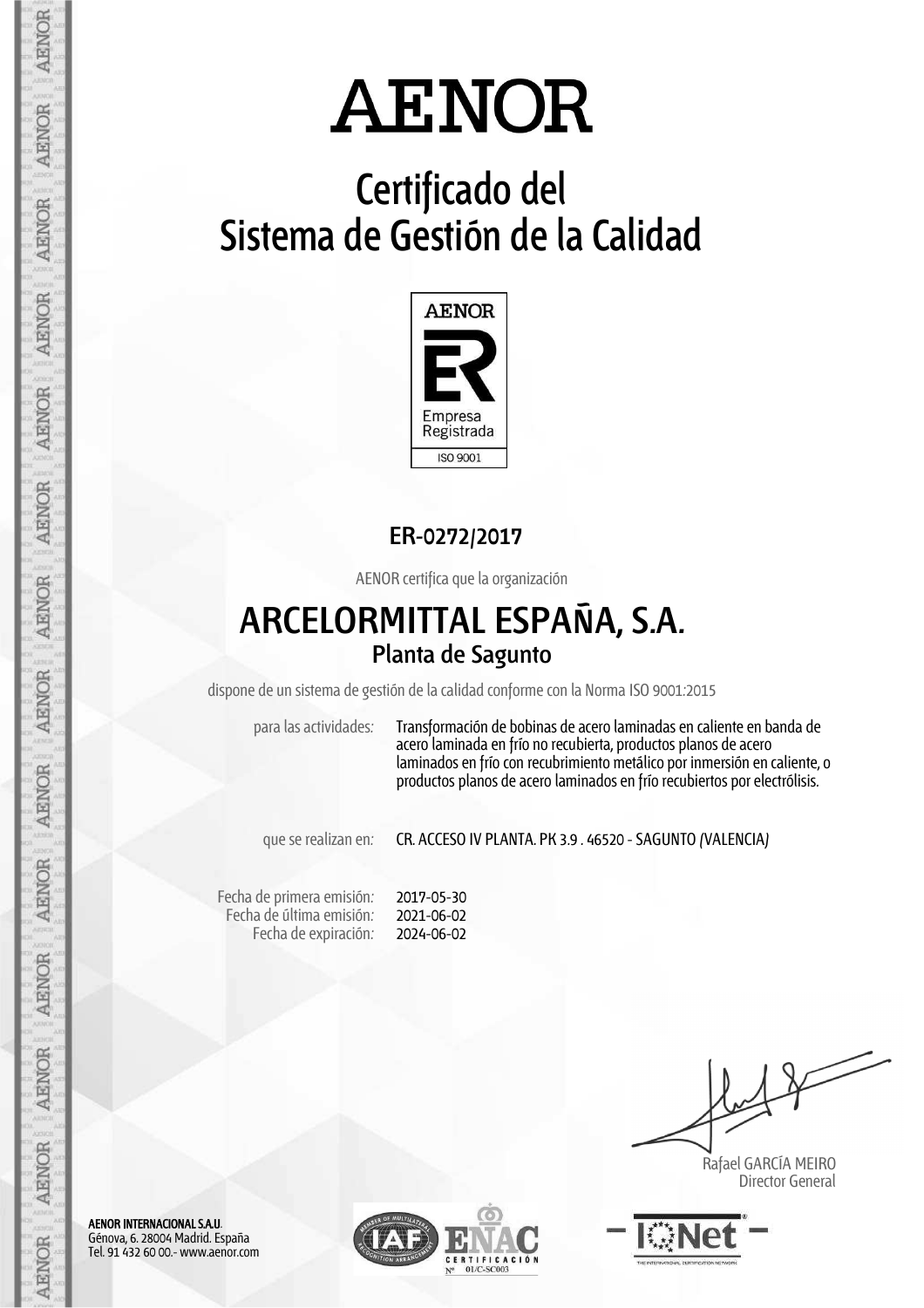# AENOR

## Certificado del Sistema de Gestión de la Calidad

AENOR

Empresa Registrada

ISO 9001

**ER-0272/2017**

AENOR certifica que la organización

## ARCELORMITTAL ESPAÑA, S.A.

### Planta de Sagunto

dispone de un sistema de gestión de la calidad conforme con la Norma ISO 9001:2015

para las actividades: Transformación de bobinas de acero laminadas en caliente en banda de acero laminada en frío no recubierta, productos planos de acero laminados en frío con recubrimiento metálico por inmersión en caliente, o productos planos de acero laminados en frío recubiertos por electrólisis.

que se realizan en: CR. ACCESO IV PLANTA. PK 3.9 . 46520 - SAGUNTO (VALENCIA)

Fecha de primera emisión: 2017-05-30
Fecha de última emisión: 2021-06-02
Fecha de expiración: 2024-06-02

Rafael GARCÍA MEIRO
Director General

**AENOR INTERNACIONAL S.A.U.**
Génova, 6. 28004 Madrid. España
Tel. 91 432 60 00.- www.aenor.com

ENAC CERTIFICACIÓN Nº 01/C-SC003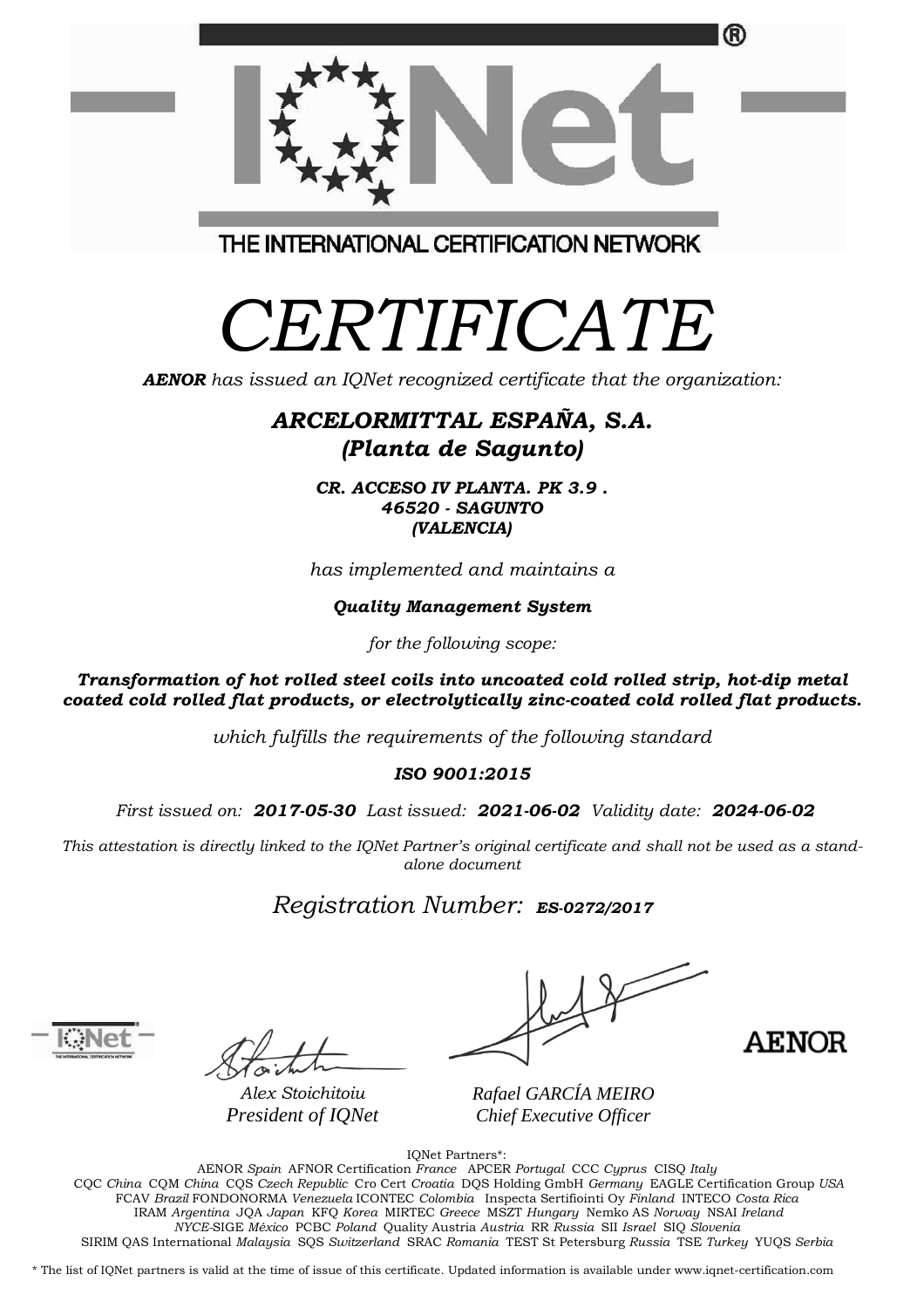THE INTERNATIONAL CERTIFICATION NETWORK

# *CERTIFICATE*

***AENOR*** *has issued an IQNet recognized certificate that the organization:*

## ***ARCELORMITTAL ESPAÑA, S.A.***
## ***(Planta de Sagunto)***

***CR. ACCESO IV PLANTA. PK 3.9 .***
***46520 - SAGUNTO***
***(VALENCIA)***

*has implemented and maintains a*

***Quality Management System***

*for the following scope:*

***Transformation of hot rolled steel coils into uncoated cold rolled strip, hot-dip metal coated cold rolled flat products, or electrolytically zinc-coated cold rolled flat products.***

*which fulfills the requirements of the following standard*

***ISO 9001:2015***

*First issued on:* ***2017-05-30*** *Last issued:* ***2021-06-02*** *Validity date:* ***2024-06-02***

*This attestation is directly linked to the IQNet Partner's original certificate and shall not be used as a stand-alone document*

*Registration Number:* ***ES-0272/2017***

*Alex Stoichitoiu*
*President of IQNet*

*Rafael GARCÍA MEIRO*
*Chief Executive Officer*

AENOR

IQNet Partners*:
AENOR *Spain* AFNOR Certification *France* APCER *Portugal* CCC *Cyprus* CISQ *Italy*
CQC *China* CQM *China* CQS *Czech Republic* Cro Cert *Croatia* DQS Holding GmbH *Germany* EAGLE Certification Group *USA*
FCAV *Brazil* FONDONORMA *Venezuela* ICONTEC *Colombia* Inspecta Sertifiointi Oy *Finland* INTECO *Costa Rica*
IRAM *Argentina* JQA *Japan* KFQ *Korea* MIRTEC *Greece* MSZT *Hungary* Nemko AS *Norway* NSAI *Ireland*
*NYCE*-SIGE *México* PCBC *Poland* Quality Austria *Austria* RR *Russia* SII *Israel* SIQ *Slovenia*
SIRIM QAS International *Malaysia* SQS *Switzerland* SRAC *Romania* TEST St Petersburg *Russia* TSE *Turkey* YUQS *Serbia*

* The list of IQNet partners is valid at the time of issue of this certificate. Updated information is available under www.iqnet-certification.com